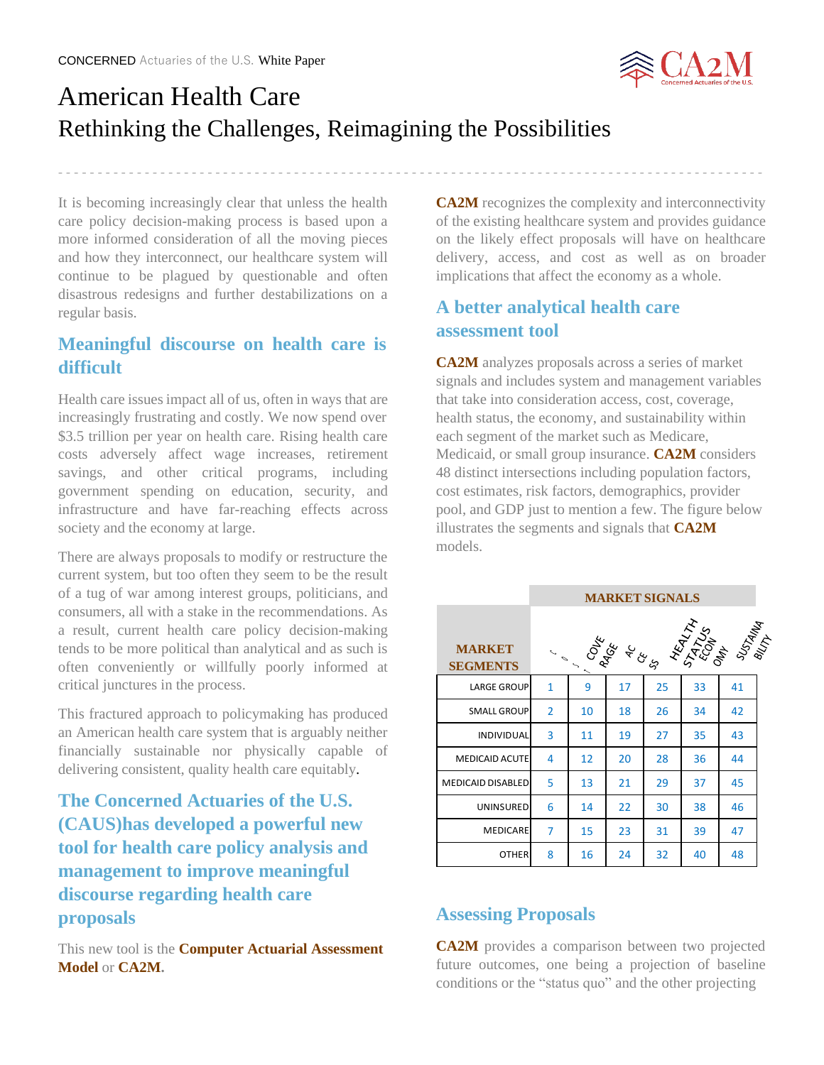CONCERNED Actuaries of the U.S. White Paper

# American Health Care
## Rethinking the Challenges, Reimagining the Possibilities

It is becoming increasingly clear that unless the health care policy decision-making process is based upon a more informed consideration of all the moving pieces and how they interconnect, our healthcare system will continue to be plagued by questionable and often disastrous redesigns and further destabilizations on a regular basis.

### Meaningful discourse on health care is difficult

Health care issues impact all of us, often in ways that are increasingly frustrating and costly. We now spend over $3.5 trillion per year on health care. Rising health care costs adversely affect wage increases, retirement savings, and other critical programs, including government spending on education, security, and infrastructure and have far-reaching effects across society and the economy at large.

There are always proposals to modify or restructure the current system, but too often they seem to be the result of a tug of war among interest groups, politicians, and consumers, all with a stake in the recommendations. As a result, current health care policy decision-making tends to be more political than analytical and as such is often conveniently or willfully poorly informed at critical junctures in the process.

This fractured approach to policymaking has produced an American health care system that is arguably neither financially sustainable nor physically capable of delivering consistent, quality health care equitably.

### The Concerned Actuaries of the U.S. (CAUS)has developed a powerful new tool for health care policy analysis and management to improve meaningful discourse regarding health care proposals

This new tool is the **Computer Actuarial Assessment Model** or **CA2M.**

**CA2M** recognizes the complexity and interconnectivity of the existing healthcare system and provides guidance on the likely effect proposals will have on healthcare delivery, access, and cost as well as on broader implications that affect the economy as a whole.

### A better analytical health care assessment tool

**CA2M** analyzes proposals across a series of market signals and includes system and management variables that take into consideration access, cost, coverage, health status, the economy, and sustainability within each segment of the market such as Medicare, Medicaid, or small group insurance. **CA2M** considers 48 distinct intersections including population factors, cost estimates, risk factors, demographics, provider pool, and GDP just to mention a few. The figure below illustrates the segments and signals that **CA2M** models.

| MARKET SEGMENTS | MARKET SIGNALS | | | | | |
|---|---|---|---|---|---|---|
| | COST | COVERAGE | ACCESS | HEALTH STATUS | ECONOMY | SUSTAINABILITY |
| LARGE GROUP | 1 | 9 | 17 | 25 | 33 | 41 |
| SMALL GROUP | 2 | 10 | 18 | 26 | 34 | 42 |
| INDIVIDUAL | 3 | 11 | 19 | 27 | 35 | 43 |
| MEDICAID ACUTE | 4 | 12 | 20 | 28 | 36 | 44 |
| MEDICAID DISABLED | 5 | 13 | 21 | 29 | 37 | 45 |
| UNINSURED | 6 | 14 | 22 | 30 | 38 | 46 |
| MEDICARE | 7 | 15 | 23 | 31 | 39 | 47 |
| OTHER | 8 | 16 | 24 | 32 | 40 | 48 |

### Assessing Proposals

**CA2M** provides a comparison between two projected future outcomes, one being a projection of baseline conditions or the "status quo" and the other projecting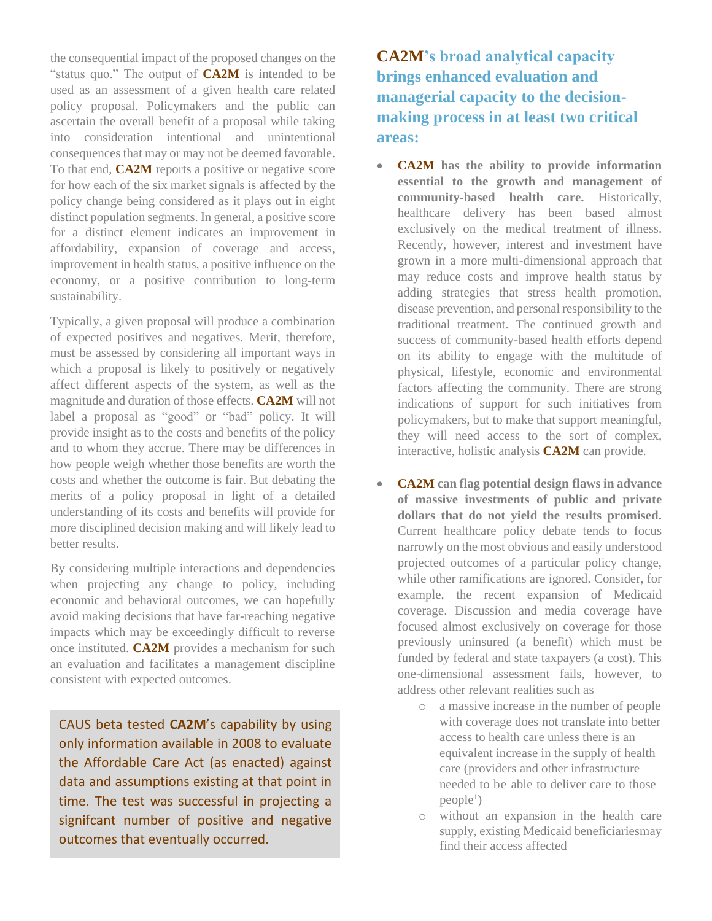the consequential impact of the proposed changes on the "status quo." The output of **CA2M** is intended to be used as an assessment of a given health care related policy proposal. Policymakers and the public can ascertain the overall benefit of a proposal while taking into consideration intentional and unintentional consequences that may or may not be deemed favorable. To that end, **CA2M** reports a positive or negative score for how each of the six market signals is affected by the policy change being considered as it plays out in eight distinct population segments. In general, a positive score for a distinct element indicates an improvement in affordability, expansion of coverage and access, improvement in health status, a positive influence on the economy, or a positive contribution to long-term sustainability.

Typically, a given proposal will produce a combination of expected positives and negatives. Merit, therefore, must be assessed by considering all important ways in which a proposal is likely to positively or negatively affect different aspects of the system, as well as the magnitude and duration of those effects. **CA2M** will not label a proposal as "good" or "bad" policy. It will provide insight as to the costs and benefits of the policy and to whom they accrue. There may be differences in how people weigh whether those benefits are worth the costs and whether the outcome is fair. But debating the merits of a policy proposal in light of a detailed understanding of its costs and benefits will provide for more disciplined decision making and will likely lead to better results.

By considering multiple interactions and dependencies when projecting any change to policy, including economic and behavioral outcomes, we can hopefully avoid making decisions that have far-reaching negative impacts which may be exceedingly difficult to reverse once instituted. **CA2M** provides a mechanism for such an evaluation and facilitates a management discipline consistent with expected outcomes.

CAUS beta tested **CA2M**'s capability by using only information available in 2008 to evaluate the Affordable Care Act (as enacted) against data and assumptions existing at that point in time. The test was successful in projecting a signifcant number of positive and negative outcomes that eventually occurred.

## CA2M's broad analytical capacity brings enhanced evaluation and managerial capacity to the decision-making process in at least two critical areas:

- **CA2M has the ability to provide information essential to the growth and management of community-based health care.** Historically, healthcare delivery has been based almost exclusively on the medical treatment of illness. Recently, however, interest and investment have grown in a more multi-dimensional approach that may reduce costs and improve health status by adding strategies that stress health promotion, disease prevention, and personal responsibility to the traditional treatment. The continued growth and success of community-based health efforts depend on its ability to engage with the multitude of physical, lifestyle, economic and environmental factors affecting the community. There are strong indications of support for such initiatives from policymakers, but to make that support meaningful, they will need access to the sort of complex, interactive, holistic analysis **CA2M** can provide.
- **CA2M can flag potential design flaws in advance of massive investments of public and private dollars that do not yield the results promised.** Current healthcare policy debate tends to focus narrowly on the most obvious and easily understood projected outcomes of a particular policy change, while other ramifications are ignored. Consider, for example, the recent expansion of Medicaid coverage. Discussion and media coverage have focused almost exclusively on coverage for those previously uninsured (a benefit) which must be funded by federal and state taxpayers (a cost). This one-dimensional assessment fails, however, to address other relevant realities such as
  - a massive increase in the number of people with coverage does not translate into better access to health care unless there is an equivalent increase in the supply of health care (providers and other infrastructure needed to be able to deliver care to those people[1])
  - without an expansion in the health care supply, existing Medicaid beneficiariesmay find their access affected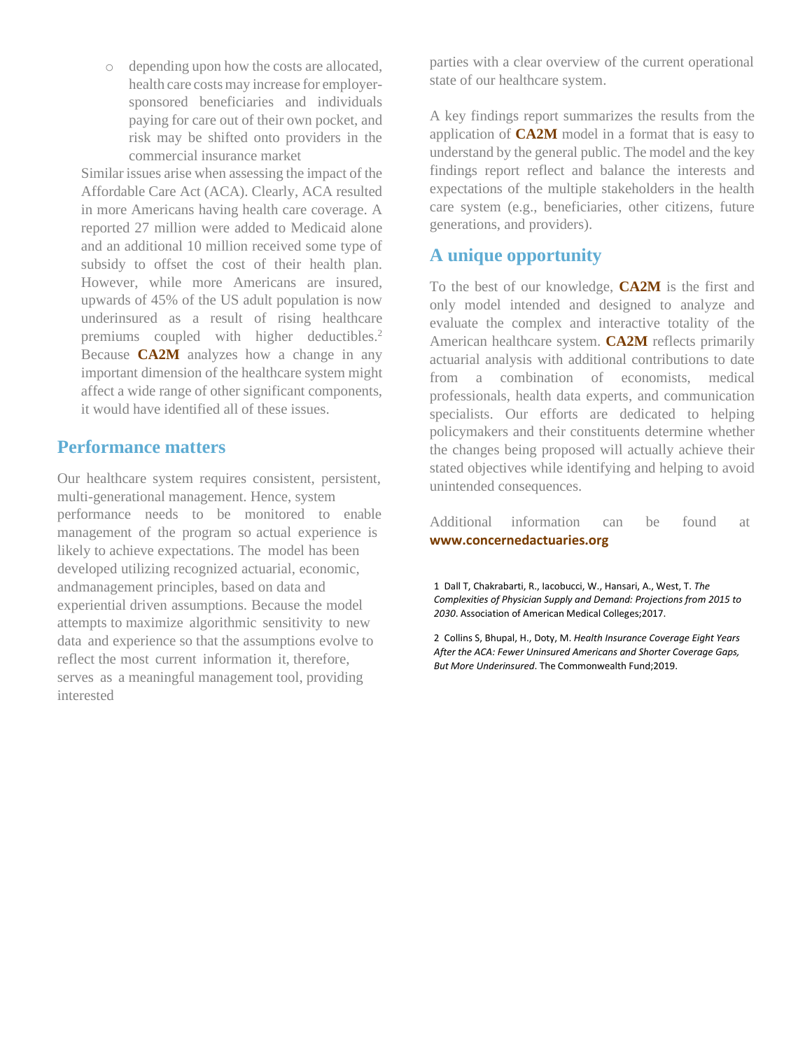- depending upon how the costs are allocated, health care costs may increase for employer-sponsored beneficiaries and individuals paying for care out of their own pocket, and risk may be shifted onto providers in the commercial insurance market

Similar issues arise when assessing the impact of the Affordable Care Act (ACA). Clearly, ACA resulted in more Americans having health care coverage. A reported 27 million were added to Medicaid alone and an additional 10 million received some type of subsidy to offset the cost of their health plan. However, while more Americans are insured, upwards of 45% of the US adult population is now underinsured as a result of rising healthcare premiums coupled with higher deductibles.[2] Because **CA2M** analyzes how a change in any important dimension of the healthcare system might affect a wide range of other significant components, it would have identified all of these issues.

## Performance matters

Our healthcare system requires consistent, persistent, multi-generational management. Hence, system performance needs to be monitored to enable management of the program so actual experience is likely to achieve expectations. The model has been developed utilizing recognized actuarial, economic, andmanagement principles, based on data and experiential driven assumptions. Because the model attempts to maximize algorithmic sensitivity to new data and experience so that the assumptions evolve to reflect the most current information it, therefore, serves as a meaningful management tool, providing interested parties with a clear overview of the current operational state of our healthcare system.

A key findings report summarizes the results from the application of **CA2M** model in a format that is easy to understand by the general public. The model and the key findings report reflect and balance the interests and expectations of the multiple stakeholders in the health care system (e.g., beneficiaries, other citizens, future generations, and providers).

## A unique opportunity

To the best of our knowledge, **CA2M** is the first and only model intended and designed to analyze and evaluate the complex and interactive totality of the American healthcare system. **CA2M** reflects primarily actuarial analysis with additional contributions to date from a combination of economists, medical professionals, health data experts, and communication specialists. Our efforts are dedicated to helping policymakers and their constituents determine whether the changes being proposed will actually achieve their stated objectives while identifying and helping to avoid unintended consequences.

Additional information can be found at **www.concernedactuaries.org**

1 Dall T, Chakrabarti, R., Iacobucci, W., Hansari, A., West, T. *The Complexities of Physician Supply and Demand: Projections from 2015 to 2030*. Association of American Medical Colleges;2017.

2 Collins S, Bhupal, H., Doty, M. *Health Insurance Coverage Eight Years After the ACA: Fewer Uninsured Americans and Shorter Coverage Gaps, But More Underinsured*. The Commonwealth Fund;2019.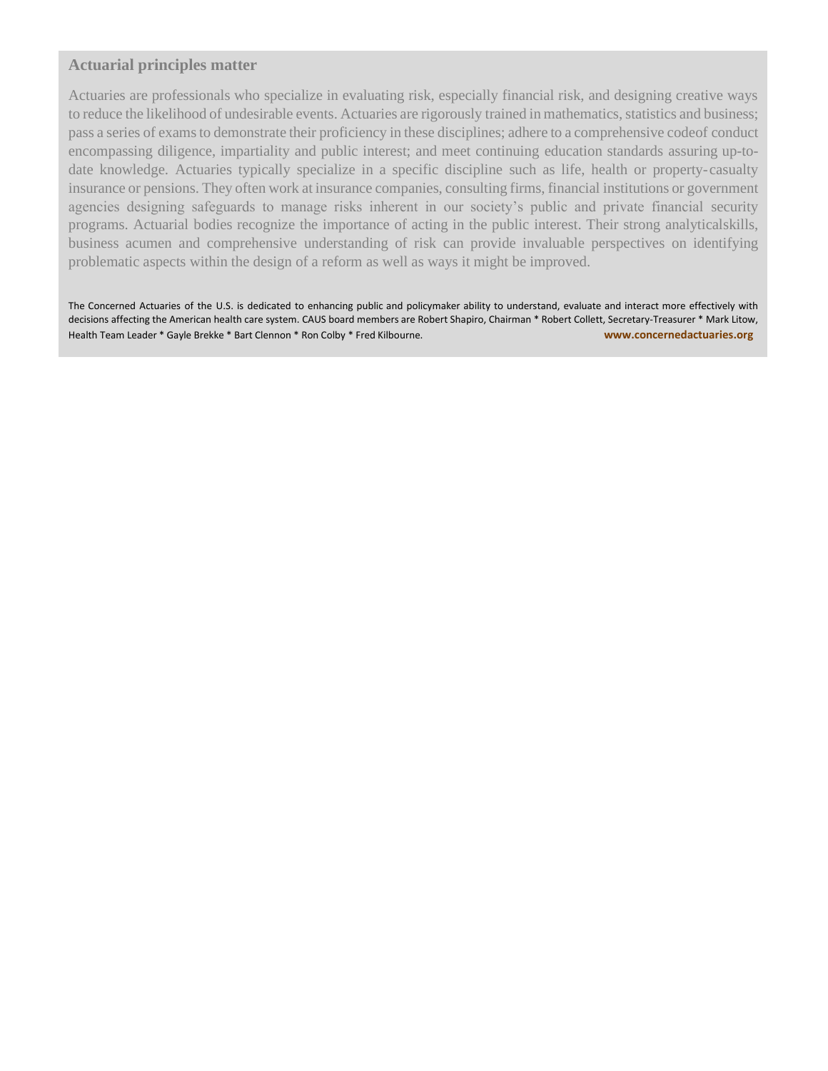## Actuarial principles matter

Actuaries are professionals who specialize in evaluating risk, especially financial risk, and designing creative ways to reduce the likelihood of undesirable events. Actuaries are rigorously trained in mathematics, statistics and business; pass a series of exams to demonstrate their proficiency in these disciplines; adhere to a comprehensive codeof conduct encompassing diligence, impartiality and public interest; and meet continuing education standards assuring up-to-date knowledge. Actuaries typically specialize in a specific discipline such as life, health or property-casualty insurance or pensions. They often work at insurance companies, consulting firms, financial institutions or government agencies designing safeguards to manage risks inherent in our society's public and private financial security programs. Actuarial bodies recognize the importance of acting in the public interest. Their strong analyticalskills, business acumen and comprehensive understanding of risk can provide invaluable perspectives on identifying problematic aspects within the design of a reform as well as ways it might be improved.

The Concerned Actuaries of the U.S. is dedicated to enhancing public and policymaker ability to understand, evaluate and interact more effectively with decisions affecting the American health care system. CAUS board members are Robert Shapiro, Chairman * Robert Collett, Secretary-Treasurer * Mark Litow, Health Team Leader * Gayle Brekke * Bart Clennon * Ron Colby * Fred Kilbourne. **www.concernedactuaries.org**